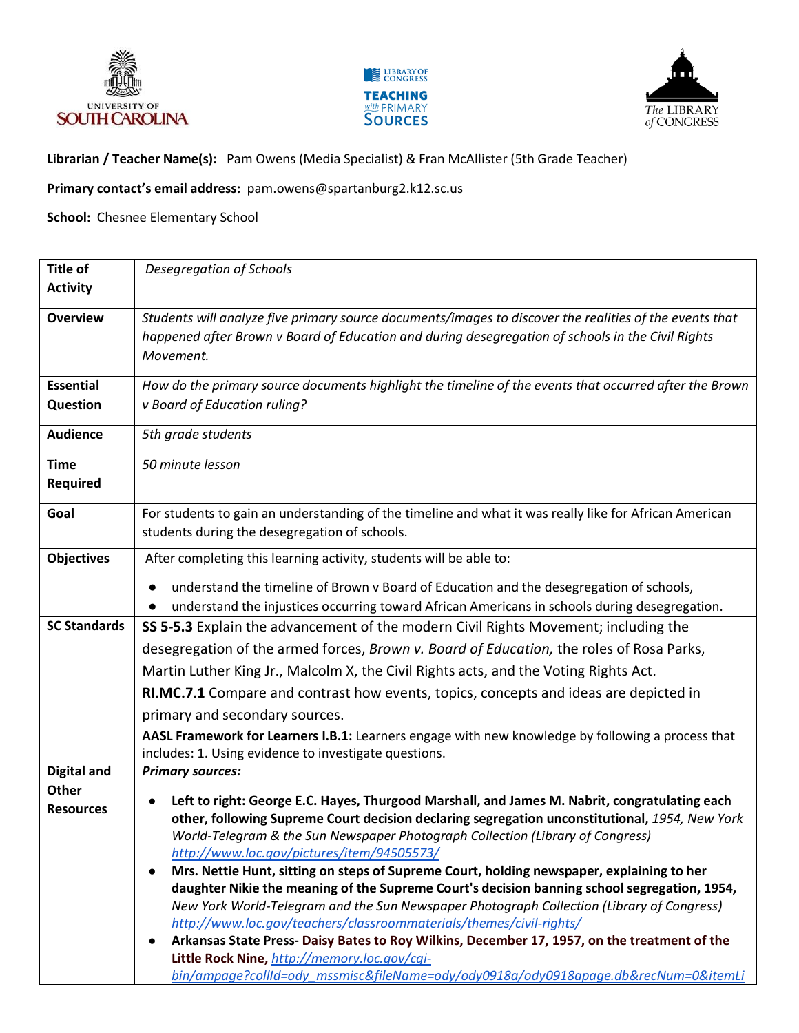**Librarian / Teacher Name(s):** Pam Owens (Media Specialist) & Fran McAllister (5th Grade Teacher)

**Primary contact's email address:** pam.owens@spartanburg2.k12.sc.us

**School:** Chesnee Elementary School

| | |
|---|---|
| **Title of Activity** | *Desegregation of Schools* |
| **Overview** | *Students will analyze five primary source documents/images to discover the realities of the events that happened after Brown v Board of Education and during desegregation of schools in the Civil Rights Movement.* |
| **Essential Question** | *How do the primary source documents highlight the timeline of the events that occurred after the Brown v Board of Education ruling?* |
| **Audience** | *5th grade students* |
| **Time Required** | *50 minute lesson* |
| **Goal** | For students to gain an understanding of the timeline and what it was really like for African American students during the desegregation of schools. |
| **Objectives** | After completing this learning activity, students will be able to:<br>● understand the timeline of Brown v Board of Education and the desegregation of schools,<br>● understand the injustices occurring toward African Americans in schools during desegregation. |
| **SC Standards** | **SS 5-5.3** Explain the advancement of the modern Civil Rights Movement; including the desegregation of the armed forces, *Brown v. Board of Education,* the roles of Rosa Parks, Martin Luther King Jr., Malcolm X, the Civil Rights acts, and the Voting Rights Act.<br>**RI.MC.7.1** Compare and contrast how events, topics, concepts and ideas are depicted in primary and secondary sources.<br>**AASL Framework for Learners I.B.1:** Learners engage with new knowledge by following a process that includes: 1. Using evidence to investigate questions. |
| **Digital and Other Resources** | ***Primary sources:***<br>● **Left to right: George E.C. Hayes, Thurgood Marshall, and James M. Nabrit, congratulating each other, following Supreme Court decision declaring segregation unconstitutional,** *1954, New York World-Telegram & the Sun Newspaper Photograph Collection (Library of Congress)* *http://www.loc.gov/pictures/item/94505573/*<br>● **Mrs. Nettie Hunt, sitting on steps of Supreme Court, holding newspaper, explaining to her daughter Nikie the meaning of the Supreme Court's decision banning school segregation, 1954,** *New York World-Telegram and the Sun Newspaper Photograph Collection (Library of Congress)* *http://www.loc.gov/teachers/classroommaterials/themes/civil-rights/*<br>● **Arkansas State Press- Daisy Bates to Roy Wilkins, December 17, 1957, on the treatment of the Little Rock Nine,** *http://memory.loc.gov/cgi-bin/ampage?collId=ody_mssmisc&fileName=ody/ody0918a/ody0918apage.db&recNum=0&itemLi* |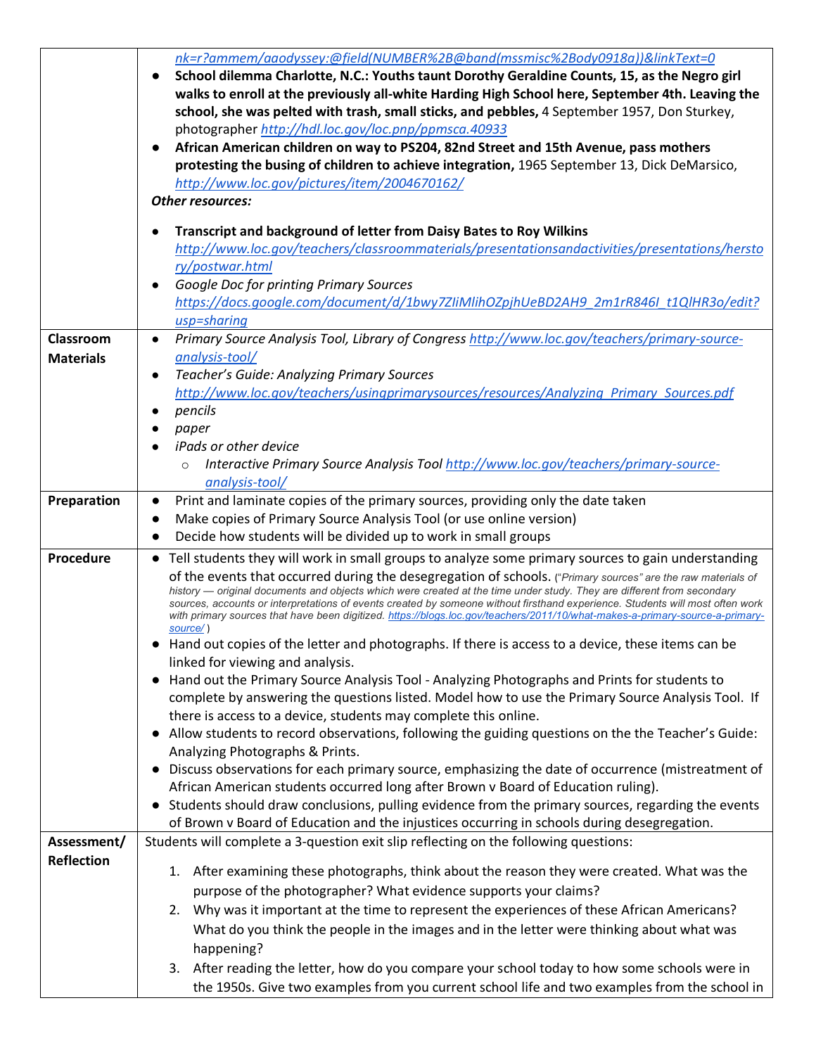| | |
|---|---|
| | *nk=r?ammem/aaodyssey:@field(NUMBER%2B@band(mssmisc%2Body0918a))&linkText=0*<br>● **School dilemma Charlotte, N.C.: Youths taunt Dorothy Geraldine Counts, 15, as the Negro girl walks to enroll at the previously all-white Harding High School here, September 4th. Leaving the school, she was pelted with trash, small sticks, and pebbles,** 4 September 1957, Don Sturkey, photographer *http://hdl.loc.gov/loc.pnp/ppmsca.40933*<br>● **African American children on way to PS204, 82nd Street and 15th Avenue, pass mothers protesting the busing of children to achieve integration,** 1965 September 13, Dick DeMarsico, *http://www.loc.gov/pictures/item/2004670162/*<br>***Other resources:***<br>● **Transcript and background of letter from Daisy Bates to Roy Wilkins** *http://www.loc.gov/teachers/classroommaterials/presentationsandactivities/presentations/herstory/postwar.html*<br>● *Google Doc for printing Primary Sources* *https://docs.google.com/document/d/1bwy7ZIiMlihOZpjhUeBD2AH9_2m1rR846I_t1QlHR3o/edit?usp=sharing* |
| **Classroom Materials** | ● *Primary Source Analysis Tool, Library of Congress http://www.loc.gov/teachers/primary-source-analysis-tool/*<br>● *Teacher's Guide: Analyzing Primary Sources* *http://www.loc.gov/teachers/usingprimarysources/resources/Analyzing_Primary_Sources.pdf*<br>● *pencils*<br>● *paper*<br>● *iPads or other device*<br>○ *Interactive Primary Source Analysis Tool http://www.loc.gov/teachers/primary-source-analysis-tool/* |
| **Preparation** | ● Print and laminate copies of the primary sources, providing only the date taken<br>● Make copies of Primary Source Analysis Tool (or use online version)<br>● Decide how students will be divided up to work in small groups |
| **Procedure** | ● Tell students they will work in small groups to analyze some primary sources to gain understanding of the events that occurred during the desegregation of schools. ("*Primary sources" are the raw materials of history — original documents and objects which were created at the time under study. They are different from secondary sources, accounts or interpretations of events created by someone without firsthand experience. Students will most often work with primary sources that have been digitized. https://blogs.loc.gov/teachers/2011/10/what-makes-a-primary-source-a-primary-source/* )<br>● Hand out copies of the letter and photographs. If there is access to a device, these items can be linked for viewing and analysis.<br>● Hand out the Primary Source Analysis Tool - Analyzing Photographs and Prints for students to complete by answering the questions listed. Model how to use the Primary Source Analysis Tool. If there is access to a device, students may complete this online.<br>● Allow students to record observations, following the guiding questions on the the Teacher's Guide: Analyzing Photographs & Prints.<br>● Discuss observations for each primary source, emphasizing the date of occurrence (mistreatment of African American students occurred long after Brown v Board of Education ruling).<br>● Students should draw conclusions, pulling evidence from the primary sources, regarding the events of Brown v Board of Education and the injustices occurring in schools during desegregation. |
| **Assessment/ Reflection** | Students will complete a 3-question exit slip reflecting on the following questions:<br>1. After examining these photographs, think about the reason they were created. What was the purpose of the photographer? What evidence supports your claims?<br>2. Why was it important at the time to represent the experiences of these African Americans? What do you think the people in the images and in the letter were thinking about what was happening?<br>3. After reading the letter, how do you compare your school today to how some schools were in the 1950s. Give two examples from you current school life and two examples from the school in |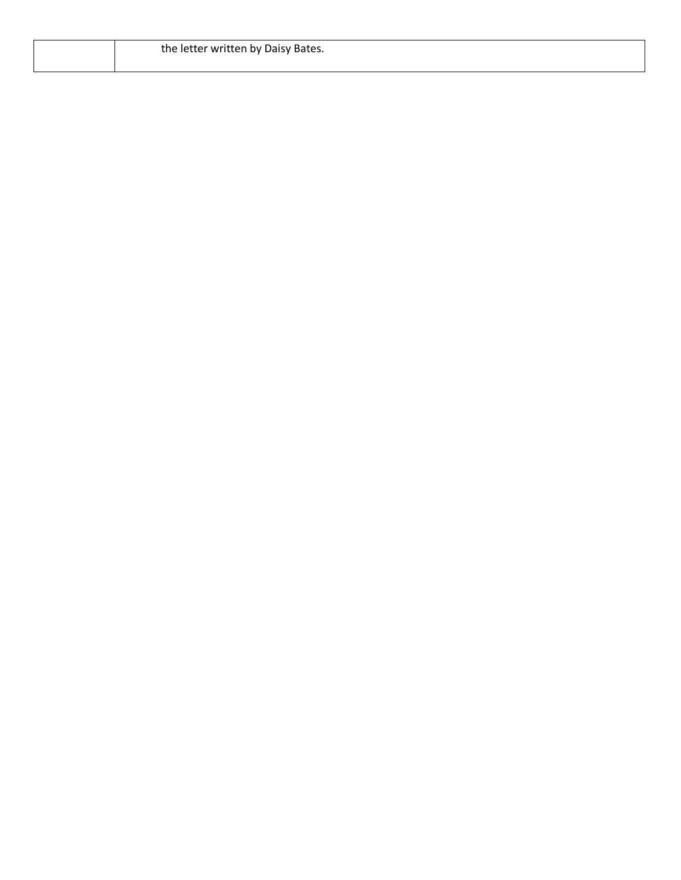| | |
|---|---|
| | the letter written by Daisy Bates. |